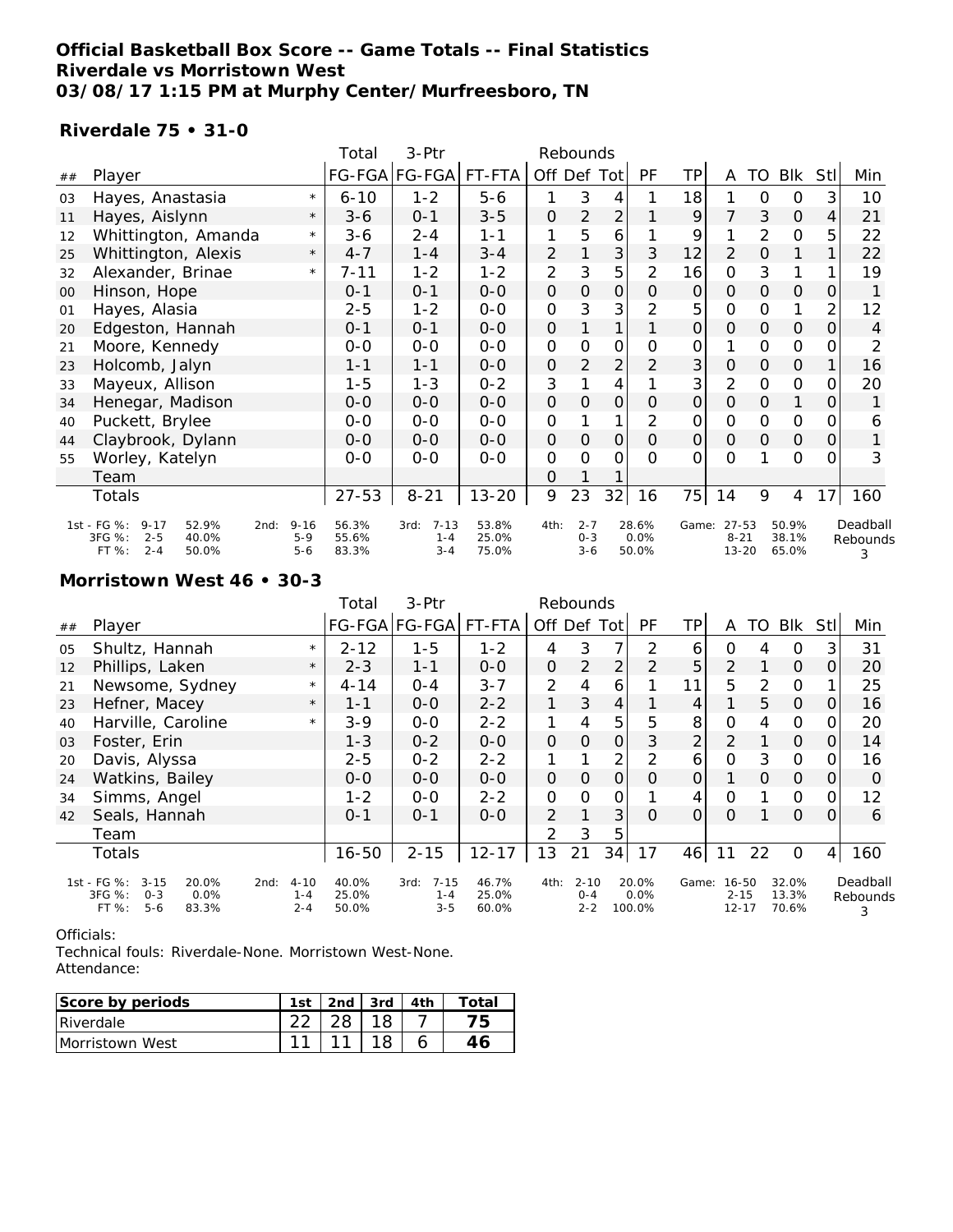# Official Basketball Box Score -- Game Totals -- Final Statistics
## Riverdale vs Morristown West
## 03/08/17 1:15 PM at Murphy Center/Murfreesboro, TN

### Riverdale 75 • 31-0

| ## | Player | | Total FG-FGA | 3-Ptr FG-FGA | FT-FTA | Off | Def | Tot | PF | TP | A | TO | Blk | Stl | Min |
|---|---|---|---|---|---|---|---|---|---|---|---|---|---|---|---|
| 03 | Hayes, Anastasia | * | 6-10 | 1-2 | 5-6 | 1 | 3 | 4 | 1 | 18 | 1 | 0 | 0 | 3 | 10 |
| 11 | Hayes, Aislynn | * | 3-6 | 0-1 | 3-5 | 0 | 2 | 2 | 1 | 9 | 7 | 3 | 0 | 4 | 21 |
| 12 | Whittington, Amanda | * | 3-6 | 2-4 | 1-1 | 1 | 5 | 6 | 1 | 9 | 1 | 2 | 0 | 5 | 22 |
| 25 | Whittington, Alexis | * | 4-7 | 1-4 | 3-4 | 2 | 1 | 3 | 3 | 12 | 2 | 0 | 1 | 1 | 22 |
| 32 | Alexander, Brinae | * | 7-11 | 1-2 | 1-2 | 2 | 3 | 5 | 2 | 16 | 0 | 3 | 1 | 1 | 19 |
| 00 | Hinson, Hope | | 0-1 | 0-1 | 0-0 | 0 | 0 | 0 | 0 | 0 | 0 | 0 | 0 | 0 | 1 |
| 01 | Hayes, Alasia | | 2-5 | 1-2 | 0-0 | 0 | 3 | 3 | 2 | 5 | 0 | 0 | 1 | 2 | 12 |
| 20 | Edgeston, Hannah | | 0-1 | 0-1 | 0-0 | 0 | 1 | 1 | 1 | 0 | 0 | 0 | 0 | 0 | 4 |
| 21 | Moore, Kennedy | | 0-0 | 0-0 | 0-0 | 0 | 0 | 0 | 0 | 0 | 1 | 0 | 0 | 0 | 2 |
| 23 | Holcomb, Jalyn | | 1-1 | 1-1 | 0-0 | 0 | 2 | 2 | 2 | 3 | 0 | 0 | 0 | 1 | 16 |
| 33 | Mayeux, Allison | | 1-5 | 1-3 | 0-2 | 3 | 1 | 4 | 1 | 3 | 2 | 0 | 0 | 0 | 20 |
| 34 | Henegar, Madison | | 0-0 | 0-0 | 0-0 | 0 | 0 | 0 | 0 | 0 | 0 | 0 | 1 | 0 | 1 |
| 40 | Puckett, Brylee | | 0-0 | 0-0 | 0-0 | 0 | 1 | 1 | 2 | 0 | 0 | 0 | 0 | 0 | 6 |
| 44 | Claybrook, Dylann | | 0-0 | 0-0 | 0-0 | 0 | 0 | 0 | 0 | 0 | 0 | 0 | 0 | 0 | 1 |
| 55 | Worley, Katelyn | | 0-0 | 0-0 | 0-0 | 0 | 0 | 0 | 0 | 0 | 0 | 1 | 0 | 0 | 3 |
| | Team | | | | | 0 | 1 | 1 | | | | | | | |
| | Totals | | 27-53 | 8-21 | 13-20 | 9 | 23 | 32 | 16 | 75 | 14 | 9 | 4 | 17 | 160 |

| | 1st | | 2nd | | 3rd | | 4th | | Game | | Deadball Rebounds |
|---|---|---|---|---|---|---|---|---|---|---|---|
| FG % | 9-17 | 52.9% | 9-16 | 56.3% | 7-13 | 53.8% | 2-7 | 28.6% | 27-53 | 50.9% | 3 |
| 3FG % | 2-5 | 40.0% | 5-9 | 55.6% | 1-4 | 25.0% | 0-3 | 0.0% | 8-21 | 38.1% | |
| FT % | 2-4 | 50.0% | 5-6 | 83.3% | 3-4 | 75.0% | 3-6 | 50.0% | 13-20 | 65.0% | |

### Morristown West 46 • 30-3

| ## | Player | | Total FG-FGA | 3-Ptr FG-FGA | FT-FTA | Off | Def | Tot | PF | TP | A | TO | Blk | Stl | Min |
|---|---|---|---|---|---|---|---|---|---|---|---|---|---|---|---|
| 05 | Shultz, Hannah | * | 2-12 | 1-5 | 1-2 | 4 | 3 | 7 | 2 | 6 | 0 | 4 | 0 | 3 | 31 |
| 12 | Phillips, Laken | * | 2-3 | 1-1 | 0-0 | 0 | 2 | 2 | 2 | 5 | 2 | 1 | 0 | 0 | 20 |
| 21 | Newsome, Sydney | * | 4-14 | 0-4 | 3-7 | 2 | 4 | 6 | 1 | 11 | 5 | 2 | 0 | 1 | 25 |
| 23 | Hefner, Macey | * | 1-1 | 0-0 | 2-2 | 1 | 3 | 4 | 1 | 4 | 1 | 5 | 0 | 0 | 16 |
| 40 | Harville, Caroline | * | 3-9 | 0-0 | 2-2 | 1 | 4 | 5 | 5 | 8 | 0 | 4 | 0 | 0 | 20 |
| 03 | Foster, Erin | | 1-3 | 0-2 | 0-0 | 0 | 0 | 0 | 3 | 2 | 2 | 1 | 0 | 0 | 14 |
| 20 | Davis, Alyssa | | 2-5 | 0-2 | 2-2 | 1 | 1 | 2 | 2 | 6 | 0 | 3 | 0 | 0 | 16 |
| 24 | Watkins, Bailey | | 0-0 | 0-0 | 0-0 | 0 | 0 | 0 | 0 | 0 | 1 | 0 | 0 | 0 | 0 |
| 34 | Simms, Angel | | 1-2 | 0-0 | 2-2 | 0 | 0 | 0 | 1 | 4 | 0 | 1 | 0 | 0 | 12 |
| 42 | Seals, Hannah | | 0-1 | 0-1 | 0-0 | 2 | 1 | 3 | 0 | 0 | 0 | 1 | 0 | 0 | 6 |
| | Team | | | | | 2 | 3 | 5 | | | | | | | |
| | Totals | | 16-50 | 2-15 | 12-17 | 13 | 21 | 34 | 17 | 46 | 11 | 22 | 0 | 4 | 160 |

| | 1st | | 2nd | | 3rd | | 4th | | Game | | Deadball Rebounds |
|---|---|---|---|---|---|---|---|---|---|---|---|
| FG % | 3-15 | 20.0% | 4-10 | 40.0% | 7-15 | 46.7% | 2-10 | 20.0% | 16-50 | 32.0% | 3 |
| 3FG % | 0-3 | 0.0% | 1-4 | 25.0% | 1-4 | 25.0% | 0-4 | 0.0% | 2-15 | 13.3% | |
| FT % | 5-6 | 83.3% | 2-4 | 50.0% | 3-5 | 60.0% | 2-2 | 100.0% | 12-17 | 70.6% | |

Officials:
Technical fouls: Riverdale-None. Morristown West-None.
Attendance:

| Score by periods | 1st | 2nd | 3rd | 4th | Total |
|---|---|---|---|---|---|
| Riverdale | 22 | 28 | 18 | 7 | 75 |
| Morristown West | 11 | 11 | 18 | 6 | 46 |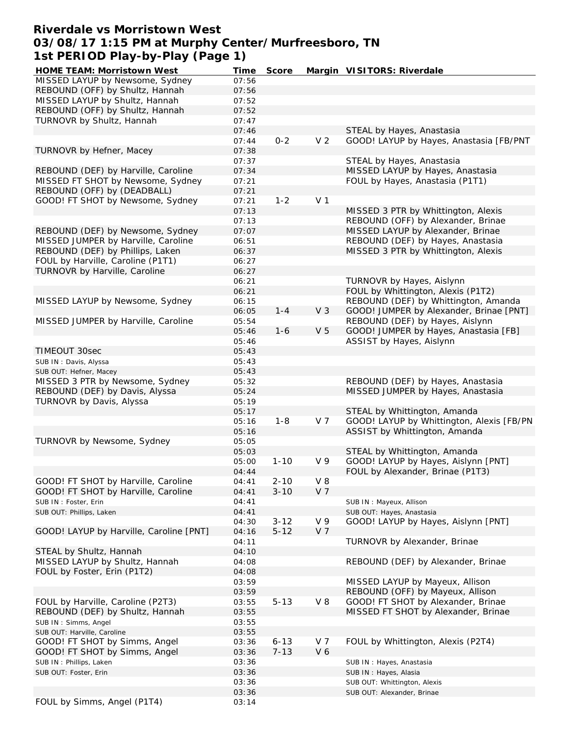# Riverdale vs Morristown West
## 03/08/17 1:15 PM at Murphy Center/Murfreesboro, TN
## 1st PERIOD Play-by-Play (Page 1)

| HOME TEAM: Morristown West | Time | Score | Margin | VISITORS: Riverdale |
|---|---|---|---|---|
| MISSED LAYUP by Newsome, Sydney | 07:56 | | | |
| REBOUND (OFF) by Shultz, Hannah | 07:56 | | | |
| MISSED LAYUP by Shultz, Hannah | 07:52 | | | |
| REBOUND (OFF) by Shultz, Hannah | 07:52 | | | |
| TURNOVR by Shultz, Hannah | 07:47 | | | |
| | 07:46 | | | STEAL by Hayes, Anastasia |
| | 07:44 | 0-2 | V 2 | GOOD! LAYUP by Hayes, Anastasia [FB/PNT |
| TURNOVR by Hefner, Macey | 07:38 | | | |
| | 07:37 | | | STEAL by Hayes, Anastasia |
| REBOUND (DEF) by Harville, Caroline | 07:34 | | | MISSED LAYUP by Hayes, Anastasia |
| MISSED FT SHOT by Newsome, Sydney | 07:21 | | | FOUL by Hayes, Anastasia (P1T1) |
| REBOUND (OFF) by (DEADBALL) | 07:21 | | | |
| GOOD! FT SHOT by Newsome, Sydney | 07:21 | 1-2 | V 1 | |
| | 07:13 | | | MISSED 3 PTR by Whittington, Alexis |
| | 07:13 | | | REBOUND (OFF) by Alexander, Brinae |
| REBOUND (DEF) by Newsome, Sydney | 07:07 | | | MISSED LAYUP by Alexander, Brinae |
| MISSED JUMPER by Harville, Caroline | 06:51 | | | REBOUND (DEF) by Hayes, Anastasia |
| REBOUND (DEF) by Phillips, Laken | 06:37 | | | MISSED 3 PTR by Whittington, Alexis |
| FOUL by Harville, Caroline (P1T1) | 06:27 | | | |
| TURNOVR by Harville, Caroline | 06:27 | | | |
| | 06:21 | | | TURNOVR by Hayes, Aislynn |
| | 06:21 | | | FOUL by Whittington, Alexis (P1T2) |
| MISSED LAYUP by Newsome, Sydney | 06:15 | | | REBOUND (DEF) by Whittington, Amanda |
| | 06:05 | 1-4 | V 3 | GOOD! JUMPER by Alexander, Brinae [PNT] |
| MISSED JUMPER by Harville, Caroline | 05:54 | | | REBOUND (DEF) by Hayes, Aislynn |
| | 05:46 | 1-6 | V 5 | GOOD! JUMPER by Hayes, Anastasia [FB] |
| | 05:46 | | | ASSIST by Hayes, Aislynn |
| TIMEOUT 30sec | 05:43 | | | |
| SUB IN : Davis, Alyssa | 05:43 | | | |
| SUB OUT: Hefner, Macey | 05:43 | | | |
| MISSED 3 PTR by Newsome, Sydney | 05:32 | | | REBOUND (DEF) by Hayes, Anastasia |
| REBOUND (DEF) by Davis, Alyssa | 05:24 | | | MISSED JUMPER by Hayes, Anastasia |
| TURNOVR by Davis, Alyssa | 05:19 | | | |
| | 05:17 | | | STEAL by Whittington, Amanda |
| | 05:16 | 1-8 | V 7 | GOOD! LAYUP by Whittington, Alexis [FB/PN |
| | 05:16 | | | ASSIST by Whittington, Amanda |
| TURNOVR by Newsome, Sydney | 05:05 | | | |
| | 05:03 | | | STEAL by Whittington, Amanda |
| | 05:00 | 1-10 | V 9 | GOOD! LAYUP by Hayes, Aislynn [PNT] |
| | 04:44 | | | FOUL by Alexander, Brinae (P1T3) |
| GOOD! FT SHOT by Harville, Caroline | 04:41 | 2-10 | V 8 | |
| GOOD! FT SHOT by Harville, Caroline | 04:41 | 3-10 | V 7 | |
| SUB IN : Foster, Erin | 04:41 | | | SUB IN : Mayeux, Allison |
| SUB OUT: Phillips, Laken | 04:41 | | | SUB OUT: Hayes, Anastasia |
| | 04:30 | 3-12 | V 9 | GOOD! LAYUP by Hayes, Aislynn [PNT] |
| GOOD! LAYUP by Harville, Caroline [PNT] | 04:16 | 5-12 | V 7 | |
| | 04:11 | | | TURNOVR by Alexander, Brinae |
| STEAL by Shultz, Hannah | 04:10 | | | |
| MISSED LAYUP by Shultz, Hannah | 04:08 | | | REBOUND (DEF) by Alexander, Brinae |
| FOUL by Foster, Erin (P1T2) | 04:08 | | | |
| | 03:59 | | | MISSED LAYUP by Mayeux, Allison |
| | 03:59 | | | REBOUND (OFF) by Mayeux, Allison |
| FOUL by Harville, Caroline (P2T3) | 03:55 | 5-13 | V 8 | GOOD! FT SHOT by Alexander, Brinae |
| REBOUND (DEF) by Shultz, Hannah | 03:55 | | | MISSED FT SHOT by Alexander, Brinae |
| SUB IN : Simms, Angel | 03:55 | | | |
| SUB OUT: Harville, Caroline | 03:55 | | | |
| GOOD! FT SHOT by Simms, Angel | 03:36 | 6-13 | V 7 | FOUL by Whittington, Alexis (P2T4) |
| GOOD! FT SHOT by Simms, Angel | 03:36 | 7-13 | V 6 | |
| SUB IN : Phillips, Laken | 03:36 | | | SUB IN : Hayes, Anastasia |
| SUB OUT: Foster, Erin | 03:36 | | | SUB IN : Hayes, Alasia |
| | 03:36 | | | SUB OUT: Whittington, Alexis |
| | 03:36 | | | SUB OUT: Alexander, Brinae |
| FOUL by Simms, Angel (P1T4) | 03:14 | | | |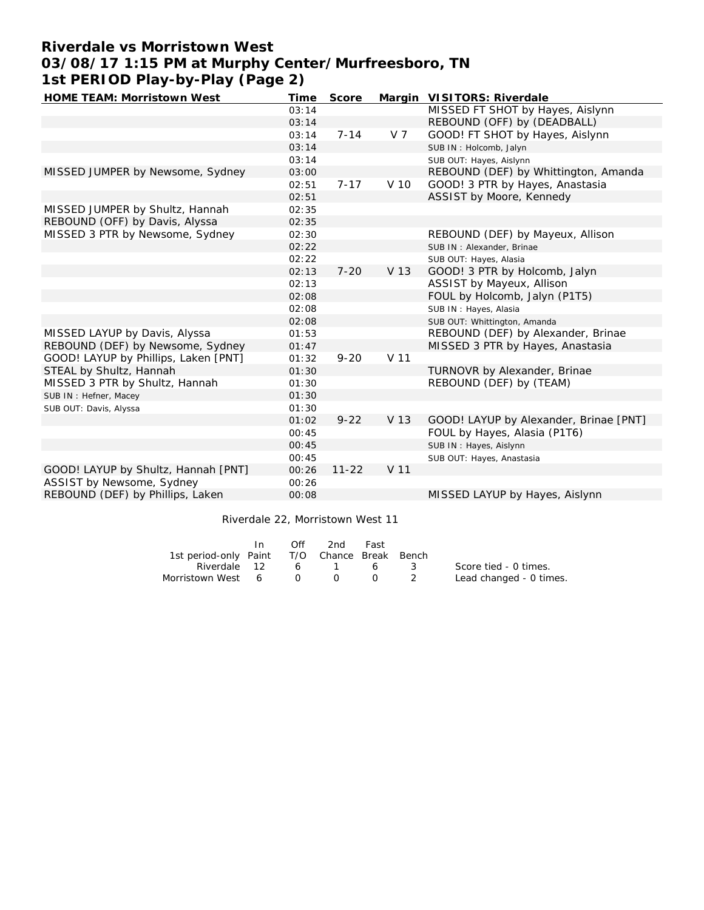# Riverdale vs Morristown West
## 03/08/17 1:15 PM at Murphy Center/Murfreesboro, TN
## 1st PERIOD Play-by-Play (Page 2)

| HOME TEAM: Morristown West | Time | Score | Margin | VISITORS: Riverdale |
|---|---|---|---|---|
| | 03:14 | | | MISSED FT SHOT by Hayes, Aislynn |
| | 03:14 | | | REBOUND (OFF) by (DEADBALL) |
| | 03:14 | 7-14 | V 7 | GOOD! FT SHOT by Hayes, Aislynn |
| | 03:14 | | | SUB IN : Holcomb, Jalyn |
| | 03:14 | | | SUB OUT: Hayes, Aislynn |
| MISSED JUMPER by Newsome, Sydney | 03:00 | | | REBOUND (DEF) by Whittington, Amanda |
| | 02:51 | 7-17 | V 10 | GOOD! 3 PTR by Hayes, Anastasia |
| | 02:51 | | | ASSIST by Moore, Kennedy |
| MISSED JUMPER by Shultz, Hannah | 02:35 | | | |
| REBOUND (OFF) by Davis, Alyssa | 02:35 | | | |
| MISSED 3 PTR by Newsome, Sydney | 02:30 | | | REBOUND (DEF) by Mayeux, Allison |
| | 02:22 | | | SUB IN : Alexander, Brinae |
| | 02:22 | | | SUB OUT: Hayes, Alasia |
| | 02:13 | 7-20 | V 13 | GOOD! 3 PTR by Holcomb, Jalyn |
| | 02:13 | | | ASSIST by Mayeux, Allison |
| | 02:08 | | | FOUL by Holcomb, Jalyn (P1T5) |
| | 02:08 | | | SUB IN : Hayes, Alasia |
| | 02:08 | | | SUB OUT: Whittington, Amanda |
| MISSED LAYUP by Davis, Alyssa | 01:53 | | | REBOUND (DEF) by Alexander, Brinae |
| REBOUND (DEF) by Newsome, Sydney | 01:47 | | | MISSED 3 PTR by Hayes, Anastasia |
| GOOD! LAYUP by Phillips, Laken [PNT] | 01:32 | 9-20 | V 11 | |
| STEAL by Shultz, Hannah | 01:30 | | | TURNOVR by Alexander, Brinae |
| MISSED 3 PTR by Shultz, Hannah | 01:30 | | | REBOUND (DEF) by (TEAM) |
| SUB IN : Hefner, Macey | 01:30 | | | |
| SUB OUT: Davis, Alyssa | 01:30 | | | |
| | 01:02 | 9-22 | V 13 | GOOD! LAYUP by Alexander, Brinae [PNT] |
| | 00:45 | | | FOUL by Hayes, Alasia (P1T6) |
| | 00:45 | | | SUB IN : Hayes, Aislynn |
| | 00:45 | | | SUB OUT: Hayes, Anastasia |
| GOOD! LAYUP by Shultz, Hannah [PNT] | 00:26 | 11-22 | V 11 | |
| ASSIST by Newsome, Sydney | 00:26 | | | |
| REBOUND (DEF) by Phillips, Laken | 00:08 | | | MISSED LAYUP by Hayes, Aislynn |

Riverdale 22, Morristown West 11

| 1st period-only | In Paint | Off T/O | 2nd Chance | Fast Break | Bench |
|---|---|---|---|---|---|
| Riverdale | 12 | 6 | 1 | 6 | 3 |
| Morristown West | 6 | 0 | 0 | 0 | 2 |

Score tied - 0 times.
Lead changed - 0 times.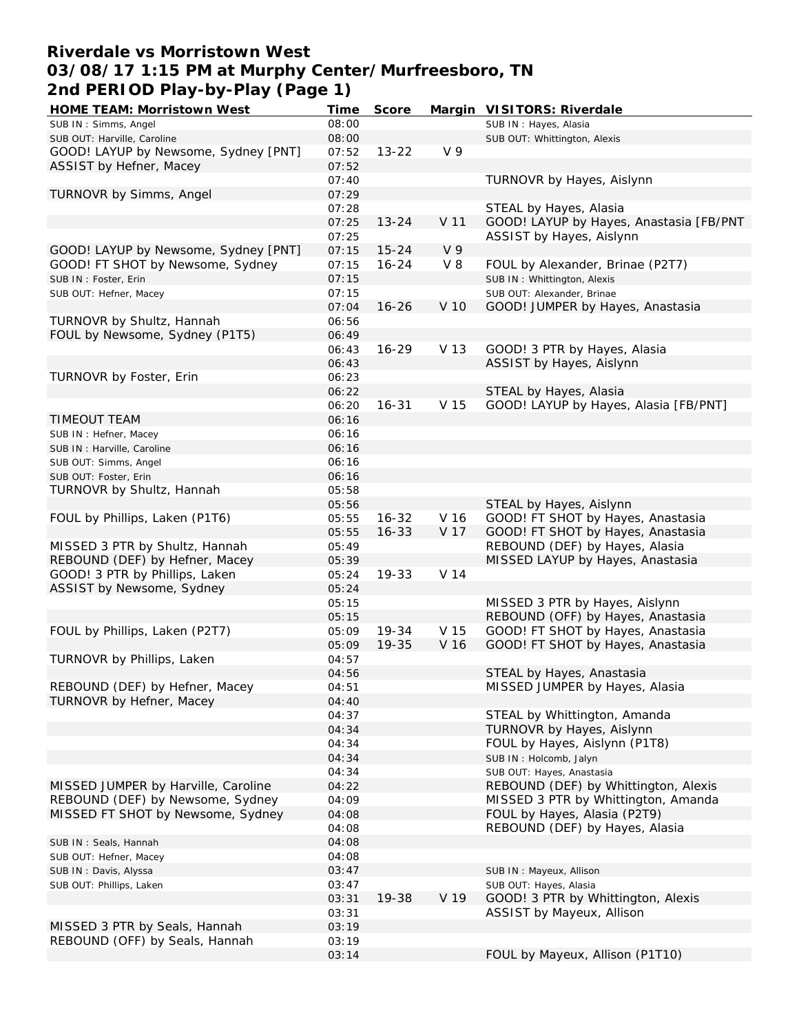# Riverdale vs Morristown West
## 03/08/17 1:15 PM at Murphy Center/Murfreesboro, TN
## 2nd PERIOD Play-by-Play (Page 1)

| HOME TEAM: Morristown West | Time | Score | Margin | VISITORS: Riverdale |
|---|---|---|---|---|
| SUB IN : Simms, Angel | 08:00 | | | SUB IN : Hayes, Alasia |
| SUB OUT: Harville, Caroline | 08:00 | | | SUB OUT: Whittington, Alexis |
| GOOD! LAYUP by Newsome, Sydney [PNT] | 07:52 | 13-22 | V 9 | |
| ASSIST by Hefner, Macey | 07:52 | | | |
| | 07:40 | | | TURNOVR by Hayes, Aislynn |
| TURNOVR by Simms, Angel | 07:29 | | | |
| | 07:28 | | | STEAL by Hayes, Alasia |
| | 07:25 | 13-24 | V 11 | GOOD! LAYUP by Hayes, Anastasia [FB/PNT |
| | 07:25 | | | ASSIST by Hayes, Aislynn |
| GOOD! LAYUP by Newsome, Sydney [PNT] | 07:15 | 15-24 | V 9 | |
| GOOD! FT SHOT by Newsome, Sydney | 07:15 | 16-24 | V 8 | FOUL by Alexander, Brinae (P2T7) |
| SUB IN : Foster, Erin | 07:15 | | | SUB IN : Whittington, Alexis |
| SUB OUT: Hefner, Macey | 07:15 | | | SUB OUT: Alexander, Brinae |
| | 07:04 | 16-26 | V 10 | GOOD! JUMPER by Hayes, Anastasia |
| TURNOVR by Shultz, Hannah | 06:56 | | | |
| FOUL by Newsome, Sydney (P1T5) | 06:49 | | | |
| | 06:43 | 16-29 | V 13 | GOOD! 3 PTR by Hayes, Alasia |
| | 06:43 | | | ASSIST by Hayes, Aislynn |
| TURNOVR by Foster, Erin | 06:23 | | | |
| | 06:22 | | | STEAL by Hayes, Alasia |
| | 06:20 | 16-31 | V 15 | GOOD! LAYUP by Hayes, Alasia [FB/PNT] |
| TIMEOUT TEAM | 06:16 | | | |
| SUB IN : Hefner, Macey | 06:16 | | | |
| SUB IN : Harville, Caroline | 06:16 | | | |
| SUB OUT: Simms, Angel | 06:16 | | | |
| SUB OUT: Foster, Erin | 06:16 | | | |
| TURNOVR by Shultz, Hannah | 05:58 | | | |
| | 05:56 | | | STEAL by Hayes, Aislynn |
| FOUL by Phillips, Laken (P1T6) | 05:55 | 16-32 | V 16 | GOOD! FT SHOT by Hayes, Anastasia |
| | 05:55 | 16-33 | V 17 | GOOD! FT SHOT by Hayes, Anastasia |
| MISSED 3 PTR by Shultz, Hannah | 05:49 | | | REBOUND (DEF) by Hayes, Alasia |
| REBOUND (DEF) by Hefner, Macey | 05:39 | | | MISSED LAYUP by Hayes, Anastasia |
| GOOD! 3 PTR by Phillips, Laken | 05:24 | 19-33 | V 14 | |
| ASSIST by Newsome, Sydney | 05:24 | | | |
| | 05:15 | | | MISSED 3 PTR by Hayes, Aislynn |
| | 05:15 | | | REBOUND (OFF) by Hayes, Anastasia |
| FOUL by Phillips, Laken (P2T7) | 05:09 | 19-34 | V 15 | GOOD! FT SHOT by Hayes, Anastasia |
| | 05:09 | 19-35 | V 16 | GOOD! FT SHOT by Hayes, Anastasia |
| TURNOVR by Phillips, Laken | 04:57 | | | |
| | 04:56 | | | STEAL by Hayes, Anastasia |
| REBOUND (DEF) by Hefner, Macey | 04:51 | | | MISSED JUMPER by Hayes, Alasia |
| TURNOVR by Hefner, Macey | 04:40 | | | |
| | 04:37 | | | STEAL by Whittington, Amanda |
| | 04:34 | | | TURNOVR by Hayes, Aislynn |
| | 04:34 | | | FOUL by Hayes, Aislynn (P1T8) |
| | 04:34 | | | SUB IN : Holcomb, Jalyn |
| | 04:34 | | | SUB OUT: Hayes, Anastasia |
| MISSED JUMPER by Harville, Caroline | 04:22 | | | REBOUND (DEF) by Whittington, Alexis |
| REBOUND (DEF) by Newsome, Sydney | 04:09 | | | MISSED 3 PTR by Whittington, Amanda |
| MISSED FT SHOT by Newsome, Sydney | 04:08 | | | FOUL by Hayes, Alasia (P2T9) |
| | 04:08 | | | REBOUND (DEF) by Hayes, Alasia |
| SUB IN : Seals, Hannah | 04:08 | | | |
| SUB OUT: Hefner, Macey | 04:08 | | | |
| SUB IN : Davis, Alyssa | 03:47 | | | SUB IN : Mayeux, Allison |
| SUB OUT: Phillips, Laken | 03:47 | | | SUB OUT: Hayes, Alasia |
| | 03:31 | 19-38 | V 19 | GOOD! 3 PTR by Whittington, Alexis |
| | 03:31 | | | ASSIST by Mayeux, Allison |
| MISSED 3 PTR by Seals, Hannah | 03:19 | | | |
| REBOUND (OFF) by Seals, Hannah | 03:19 | | | |
| | 03:14 | | | FOUL by Mayeux, Allison (P1T10) |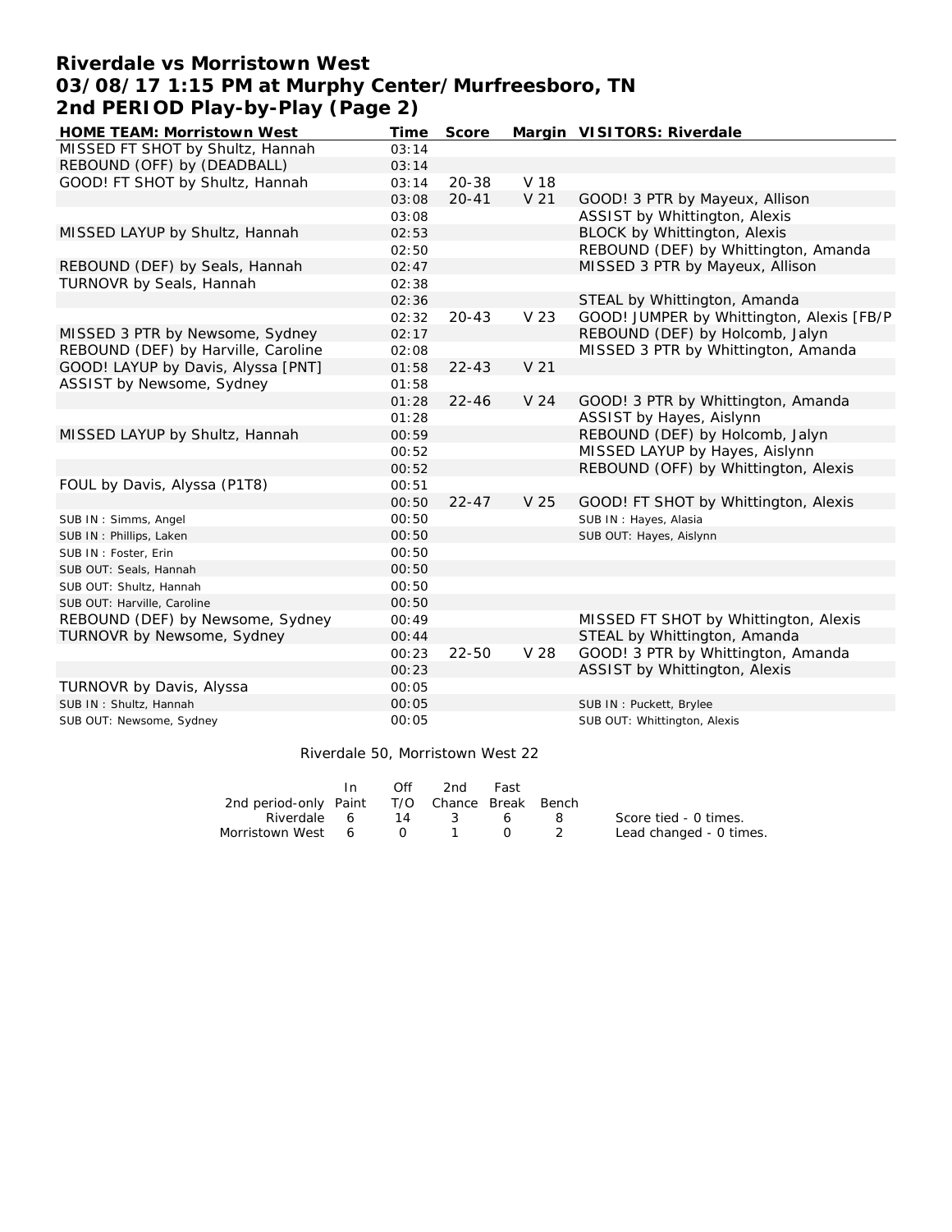# Riverdale vs Morristown West
## 03/08/17 1:15 PM at Murphy Center/Murfreesboro, TN
## 2nd PERIOD Play-by-Play (Page 2)

| HOME TEAM: Morristown West | Time | Score | Margin | VISITORS: Riverdale |
|---|---|---|---|---|
| MISSED FT SHOT by Shultz, Hannah | 03:14 | | | |
| REBOUND (OFF) by (DEADBALL) | 03:14 | | | |
| GOOD! FT SHOT by Shultz, Hannah | 03:14 | 20-38 | V 18 | |
| | 03:08 | 20-41 | V 21 | GOOD! 3 PTR by Mayeux, Allison |
| | 03:08 | | | ASSIST by Whittington, Alexis |
| MISSED LAYUP by Shultz, Hannah | 02:53 | | | BLOCK by Whittington, Alexis |
| | 02:50 | | | REBOUND (DEF) by Whittington, Amanda |
| REBOUND (DEF) by Seals, Hannah | 02:47 | | | MISSED 3 PTR by Mayeux, Allison |
| TURNOVR by Seals, Hannah | 02:38 | | | |
| | 02:36 | | | STEAL by Whittington, Amanda |
| | 02:32 | 20-43 | V 23 | GOOD! JUMPER by Whittington, Alexis [FB/P |
| MISSED 3 PTR by Newsome, Sydney | 02:17 | | | REBOUND (DEF) by Holcomb, Jalyn |
| REBOUND (DEF) by Harville, Caroline | 02:08 | | | MISSED 3 PTR by Whittington, Amanda |
| GOOD! LAYUP by Davis, Alyssa [PNT] | 01:58 | 22-43 | V 21 | |
| ASSIST by Newsome, Sydney | 01:58 | | | |
| | 01:28 | 22-46 | V 24 | GOOD! 3 PTR by Whittington, Amanda |
| | 01:28 | | | ASSIST by Hayes, Aislynn |
| MISSED LAYUP by Shultz, Hannah | 00:59 | | | REBOUND (DEF) by Holcomb, Jalyn |
| | 00:52 | | | MISSED LAYUP by Hayes, Aislynn |
| | 00:52 | | | REBOUND (OFF) by Whittington, Alexis |
| FOUL by Davis, Alyssa (P1T8) | 00:51 | | | |
| | 00:50 | 22-47 | V 25 | GOOD! FT SHOT by Whittington, Alexis |
| SUB IN : Simms, Angel | 00:50 | | | SUB IN : Hayes, Alasia |
| SUB IN : Phillips, Laken | 00:50 | | | SUB OUT: Hayes, Aislynn |
| SUB IN : Foster, Erin | 00:50 | | | |
| SUB OUT: Seals, Hannah | 00:50 | | | |
| SUB OUT: Shultz, Hannah | 00:50 | | | |
| SUB OUT: Harville, Caroline | 00:50 | | | |
| REBOUND (DEF) by Newsome, Sydney | 00:49 | | | MISSED FT SHOT by Whittington, Alexis |
| TURNOVR by Newsome, Sydney | 00:44 | | | STEAL by Whittington, Amanda |
| | 00:23 | 22-50 | V 28 | GOOD! 3 PTR by Whittington, Amanda |
| | 00:23 | | | ASSIST by Whittington, Alexis |
| TURNOVR by Davis, Alyssa | 00:05 | | | |
| SUB IN : Shultz, Hannah | 00:05 | | | SUB IN : Puckett, Brylee |
| SUB OUT: Newsome, Sydney | 00:05 | | | SUB OUT: Whittington, Alexis |

Riverdale 50, Morristown West 22

| 2nd period-only | In Paint | Off T/O | 2nd Chance | Fast Break | Bench |
|---|---|---|---|---|---|
| Riverdale | 6 | 14 | 3 | 6 | 8 |
| Morristown West | 6 | 0 | 1 | 0 | 2 |

Score tied - 0 times.
Lead changed - 0 times.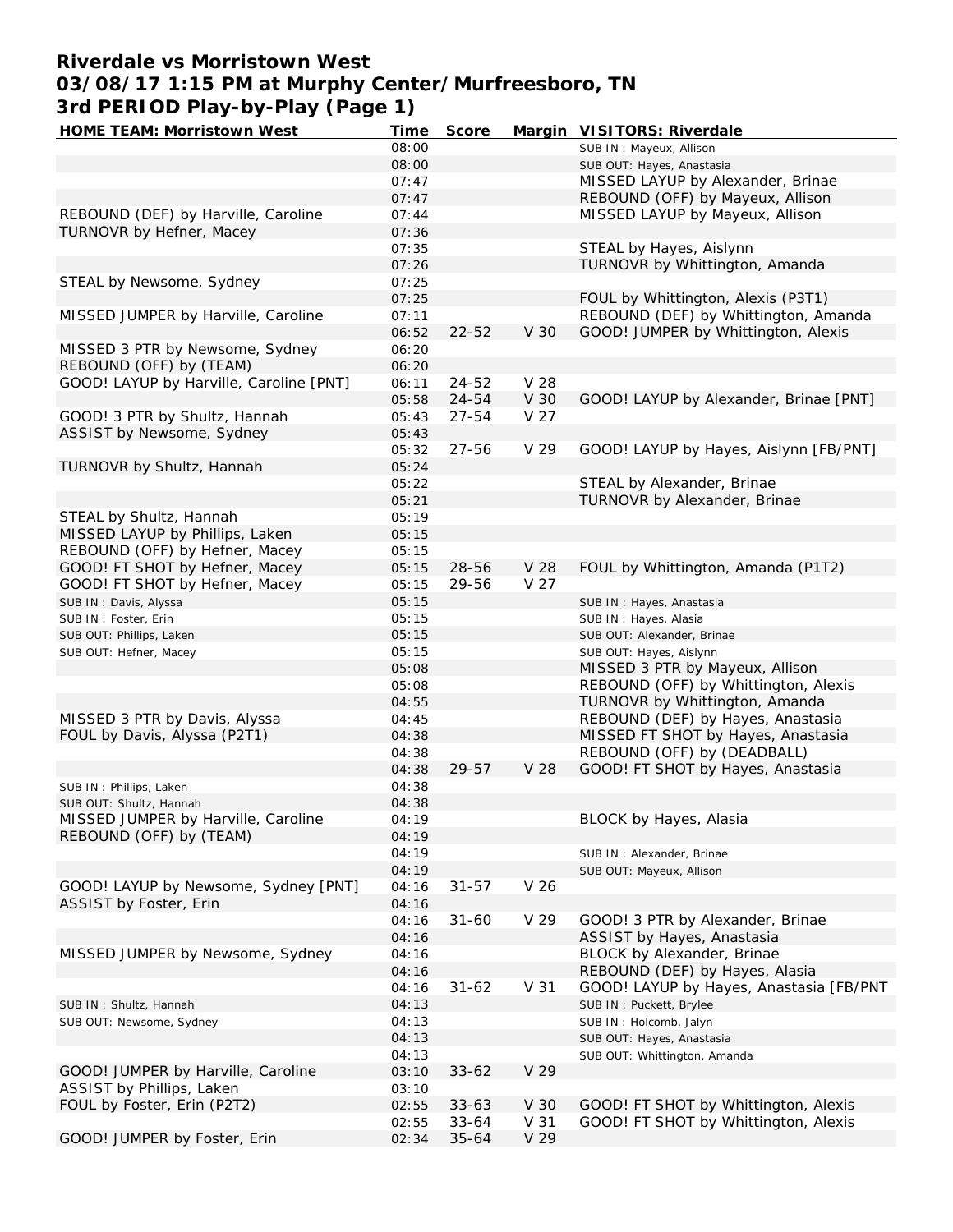# Riverdale vs Morristown West
# 03/08/17 1:15 PM at Murphy Center/Murfreesboro, TN
# 3rd PERIOD Play-by-Play (Page 1)

| HOME TEAM: Morristown West | Time | Score | Margin | VISITORS: Riverdale |
|---|---|---|---|---|
| | 08:00 | | | SUB IN : Mayeux, Allison |
| | 08:00 | | | SUB OUT: Hayes, Anastasia |
| | 07:47 | | | MISSED LAYUP by Alexander, Brinae |
| | 07:47 | | | REBOUND (OFF) by Mayeux, Allison |
| REBOUND (DEF) by Harville, Caroline | 07:44 | | | MISSED LAYUP by Mayeux, Allison |
| TURNOVR by Hefner, Macey | 07:36 | | | |
| | 07:35 | | | STEAL by Hayes, Aislynn |
| | 07:26 | | | TURNOVR by Whittington, Amanda |
| STEAL by Newsome, Sydney | 07:25 | | | |
| | 07:25 | | | FOUL by Whittington, Alexis (P3T1) |
| MISSED JUMPER by Harville, Caroline | 07:11 | | | REBOUND (DEF) by Whittington, Amanda |
| | 06:52 | 22-52 | V 30 | GOOD! JUMPER by Whittington, Alexis |
| MISSED 3 PTR by Newsome, Sydney | 06:20 | | | |
| REBOUND (OFF) by (TEAM) | 06:20 | | | |
| GOOD! LAYUP by Harville, Caroline [PNT] | 06:11 | 24-52 | V 28 | |
| | 05:58 | 24-54 | V 30 | GOOD! LAYUP by Alexander, Brinae [PNT] |
| GOOD! 3 PTR by Shultz, Hannah | 05:43 | 27-54 | V 27 | |
| ASSIST by Newsome, Sydney | 05:43 | | | |
| | 05:32 | 27-56 | V 29 | GOOD! LAYUP by Hayes, Aislynn [FB/PNT] |
| TURNOVR by Shultz, Hannah | 05:24 | | | |
| | 05:22 | | | STEAL by Alexander, Brinae |
| | 05:21 | | | TURNOVR by Alexander, Brinae |
| STEAL by Shultz, Hannah | 05:19 | | | |
| MISSED LAYUP by Phillips, Laken | 05:15 | | | |
| REBOUND (OFF) by Hefner, Macey | 05:15 | | | |
| GOOD! FT SHOT by Hefner, Macey | 05:15 | 28-56 | V 28 | FOUL by Whittington, Amanda (P1T2) |
| GOOD! FT SHOT by Hefner, Macey | 05:15 | 29-56 | V 27 | |
| SUB IN : Davis, Alyssa | 05:15 | | | SUB IN : Hayes, Anastasia |
| SUB IN : Foster, Erin | 05:15 | | | SUB IN : Hayes, Alasia |
| SUB OUT: Phillips, Laken | 05:15 | | | SUB OUT: Alexander, Brinae |
| SUB OUT: Hefner, Macey | 05:15 | | | SUB OUT: Hayes, Aislynn |
| | 05:08 | | | MISSED 3 PTR by Mayeux, Allison |
| | 05:08 | | | REBOUND (OFF) by Whittington, Alexis |
| | 04:55 | | | TURNOVR by Whittington, Amanda |
| MISSED 3 PTR by Davis, Alyssa | 04:45 | | | REBOUND (DEF) by Hayes, Anastasia |
| FOUL by Davis, Alyssa (P2T1) | 04:38 | | | MISSED FT SHOT by Hayes, Anastasia |
| | 04:38 | | | REBOUND (OFF) by (DEADBALL) |
| | 04:38 | 29-57 | V 28 | GOOD! FT SHOT by Hayes, Anastasia |
| SUB IN : Phillips, Laken | 04:38 | | | |
| SUB OUT: Shultz, Hannah | 04:38 | | | |
| MISSED JUMPER by Harville, Caroline | 04:19 | | | BLOCK by Hayes, Alasia |
| REBOUND (OFF) by (TEAM) | 04:19 | | | |
| | 04:19 | | | SUB IN : Alexander, Brinae |
| | 04:19 | | | SUB OUT: Mayeux, Allison |
| GOOD! LAYUP by Newsome, Sydney [PNT] | 04:16 | 31-57 | V 26 | |
| ASSIST by Foster, Erin | 04:16 | | | |
| | 04:16 | 31-60 | V 29 | GOOD! 3 PTR by Alexander, Brinae |
| | 04:16 | | | ASSIST by Hayes, Anastasia |
| MISSED JUMPER by Newsome, Sydney | 04:16 | | | BLOCK by Alexander, Brinae |
| | 04:16 | | | REBOUND (DEF) by Hayes, Alasia |
| | 04:16 | 31-62 | V 31 | GOOD! LAYUP by Hayes, Anastasia [FB/PNT |
| SUB IN : Shultz, Hannah | 04:13 | | | SUB IN : Puckett, Brylee |
| SUB OUT: Newsome, Sydney | 04:13 | | | SUB IN : Holcomb, Jalyn |
| | 04:13 | | | SUB OUT: Hayes, Anastasia |
| | 04:13 | | | SUB OUT: Whittington, Amanda |
| GOOD! JUMPER by Harville, Caroline | 03:10 | 33-62 | V 29 | |
| ASSIST by Phillips, Laken | 03:10 | | | |
| FOUL by Foster, Erin (P2T2) | 02:55 | 33-63 | V 30 | GOOD! FT SHOT by Whittington, Alexis |
| | 02:55 | 33-64 | V 31 | GOOD! FT SHOT by Whittington, Alexis |
| GOOD! JUMPER by Foster, Erin | 02:34 | 35-64 | V 29 | |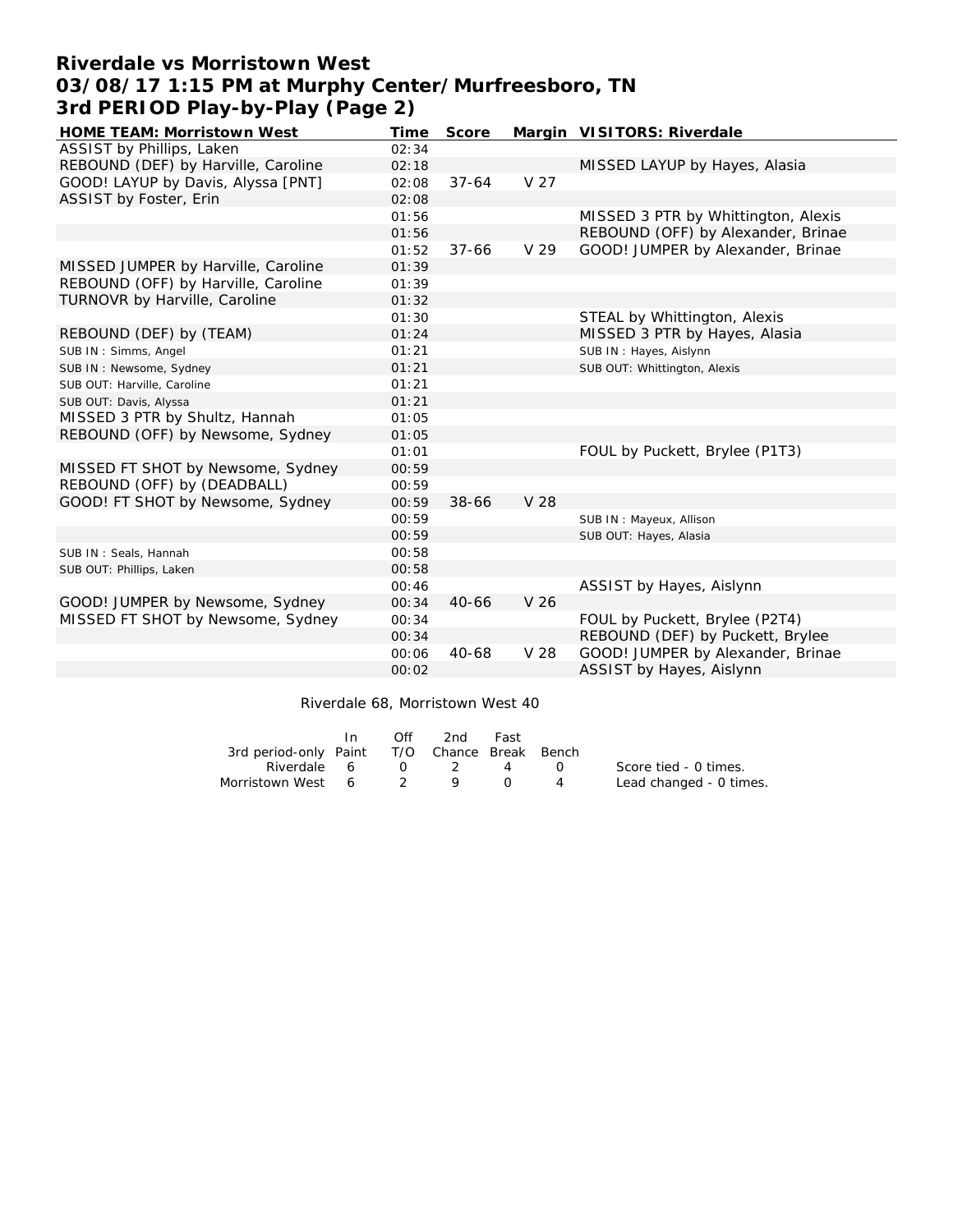# Riverdale vs Morristown West
## 03/08/17 1:15 PM at Murphy Center/Murfreesboro, TN
## 3rd PERIOD Play-by-Play (Page 2)

| HOME TEAM: Morristown West | Time | Score | Margin | VISITORS: Riverdale |
|---|---|---|---|---|
| ASSIST by Phillips, Laken | 02:34 | | | |
| REBOUND (DEF) by Harville, Caroline | 02:18 | | | MISSED LAYUP by Hayes, Alasia |
| GOOD! LAYUP by Davis, Alyssa [PNT] | 02:08 | 37-64 | V 27 | |
| ASSIST by Foster, Erin | 02:08 | | | |
| | 01:56 | | | MISSED 3 PTR by Whittington, Alexis |
| | 01:56 | | | REBOUND (OFF) by Alexander, Brinae |
| | 01:52 | 37-66 | V 29 | GOOD! JUMPER by Alexander, Brinae |
| MISSED JUMPER by Harville, Caroline | 01:39 | | | |
| REBOUND (OFF) by Harville, Caroline | 01:39 | | | |
| TURNOVR by Harville, Caroline | 01:32 | | | |
| | 01:30 | | | STEAL by Whittington, Alexis |
| REBOUND (DEF) by (TEAM) | 01:24 | | | MISSED 3 PTR by Hayes, Alasia |
| SUB IN : Simms, Angel | 01:21 | | | SUB IN : Hayes, Aislynn |
| SUB IN : Newsome, Sydney | 01:21 | | | SUB OUT: Whittington, Alexis |
| SUB OUT: Harville, Caroline | 01:21 | | | |
| SUB OUT: Davis, Alyssa | 01:21 | | | |
| MISSED 3 PTR by Shultz, Hannah | 01:05 | | | |
| REBOUND (OFF) by Newsome, Sydney | 01:05 | | | |
| | 01:01 | | | FOUL by Puckett, Brylee (P1T3) |
| MISSED FT SHOT by Newsome, Sydney | 00:59 | | | |
| REBOUND (OFF) by (DEADBALL) | 00:59 | | | |
| GOOD! FT SHOT by Newsome, Sydney | 00:59 | 38-66 | V 28 | |
| | 00:59 | | | SUB IN : Mayeux, Allison |
| | 00:59 | | | SUB OUT: Hayes, Alasia |
| SUB IN : Seals, Hannah | 00:58 | | | |
| SUB OUT: Phillips, Laken | 00:58 | | | |
| | 00:46 | | | ASSIST by Hayes, Aislynn |
| GOOD! JUMPER by Newsome, Sydney | 00:34 | 40-66 | V 26 | |
| MISSED FT SHOT by Newsome, Sydney | 00:34 | | | FOUL by Puckett, Brylee (P2T4) |
| | 00:34 | | | REBOUND (DEF) by Puckett, Brylee |
| | 00:06 | 40-68 | V 28 | GOOD! JUMPER by Alexander, Brinae |
| | 00:02 | | | ASSIST by Hayes, Aislynn |

Riverdale 68, Morristown West 40

| 3rd period-only | In Paint | Off T/O | 2nd Chance | Fast Break | Bench |
|---|---|---|---|---|---|
| Riverdale | 6 | 0 | 2 | 4 | 0 |
| Morristown West | 6 | 2 | 9 | 0 | 4 |

Score tied - 0 times.
Lead changed - 0 times.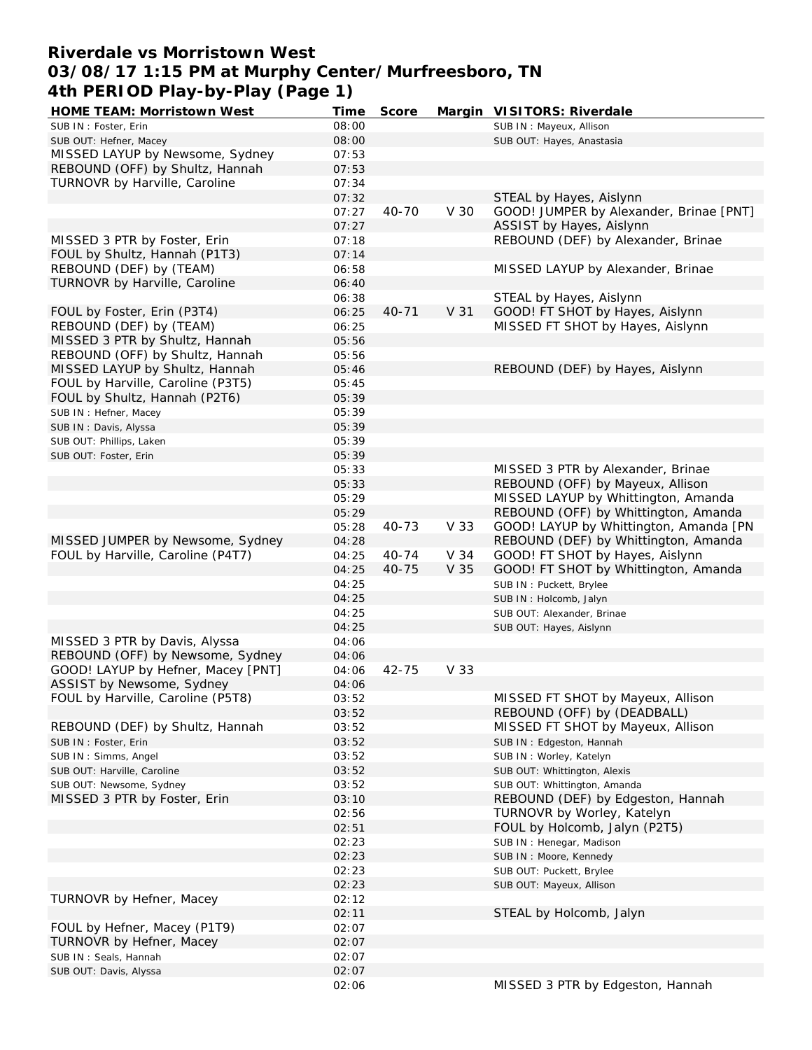# Riverdale vs Morristown West
## 03/08/17 1:15 PM at Murphy Center/Murfreesboro, TN
## 4th PERIOD Play-by-Play (Page 1)

| HOME TEAM: Morristown West | Time | Score | Margin | VISITORS: Riverdale |
|---|---|---|---|---|
| SUB IN : Foster, Erin | 08:00 | | | SUB IN : Mayeux, Allison |
| SUB OUT: Hefner, Macey | 08:00 | | | SUB OUT: Hayes, Anastasia |
| MISSED LAYUP by Newsome, Sydney | 07:53 | | | |
| REBOUND (OFF) by Shultz, Hannah | 07:53 | | | |
| TURNOVR by Harville, Caroline | 07:34 | | | |
| | 07:32 | | | STEAL by Hayes, Aislynn |
| | 07:27 | 40-70 | V 30 | GOOD! JUMPER by Alexander, Brinae [PNT] |
| | 07:27 | | | ASSIST by Hayes, Aislynn |
| MISSED 3 PTR by Foster, Erin | 07:18 | | | REBOUND (DEF) by Alexander, Brinae |
| FOUL by Shultz, Hannah (P1T3) | 07:14 | | | |
| REBOUND (DEF) by (TEAM) | 06:58 | | | MISSED LAYUP by Alexander, Brinae |
| TURNOVR by Harville, Caroline | 06:40 | | | |
| | 06:38 | | | STEAL by Hayes, Aislynn |
| FOUL by Foster, Erin (P3T4) | 06:25 | 40-71 | V 31 | GOOD! FT SHOT by Hayes, Aislynn |
| REBOUND (DEF) by (TEAM) | 06:25 | | | MISSED FT SHOT by Hayes, Aislynn |
| MISSED 3 PTR by Shultz, Hannah | 05:56 | | | |
| REBOUND (OFF) by Shultz, Hannah | 05:56 | | | |
| MISSED LAYUP by Shultz, Hannah | 05:46 | | | REBOUND (DEF) by Hayes, Aislynn |
| FOUL by Harville, Caroline (P3T5) | 05:45 | | | |
| FOUL by Shultz, Hannah (P2T6) | 05:39 | | | |
| SUB IN : Hefner, Macey | 05:39 | | | |
| SUB IN : Davis, Alyssa | 05:39 | | | |
| SUB OUT: Phillips, Laken | 05:39 | | | |
| SUB OUT: Foster, Erin | 05:39 | | | |
| | 05:33 | | | MISSED 3 PTR by Alexander, Brinae |
| | 05:33 | | | REBOUND (OFF) by Mayeux, Allison |
| | 05:29 | | | MISSED LAYUP by Whittington, Amanda |
| | 05:29 | | | REBOUND (OFF) by Whittington, Amanda |
| | 05:28 | 40-73 | V 33 | GOOD! LAYUP by Whittington, Amanda [PN |
| MISSED JUMPER by Newsome, Sydney | 04:28 | | | REBOUND (DEF) by Whittington, Amanda |
| FOUL by Harville, Caroline (P4T7) | 04:25 | 40-74 | V 34 | GOOD! FT SHOT by Hayes, Aislynn |
| | 04:25 | 40-75 | V 35 | GOOD! FT SHOT by Whittington, Amanda |
| | 04:25 | | | SUB IN : Puckett, Brylee |
| | 04:25 | | | SUB IN : Holcomb, Jalyn |
| | 04:25 | | | SUB OUT: Alexander, Brinae |
| | 04:25 | | | SUB OUT: Hayes, Aislynn |
| MISSED 3 PTR by Davis, Alyssa | 04:06 | | | |
| REBOUND (OFF) by Newsome, Sydney | 04:06 | | | |
| GOOD! LAYUP by Hefner, Macey [PNT] | 04:06 | 42-75 | V 33 | |
| ASSIST by Newsome, Sydney | 04:06 | | | |
| FOUL by Harville, Caroline (P5T8) | 03:52 | | | MISSED FT SHOT by Mayeux, Allison |
| | 03:52 | | | REBOUND (OFF) by (DEADBALL) |
| REBOUND (DEF) by Shultz, Hannah | 03:52 | | | MISSED FT SHOT by Mayeux, Allison |
| SUB IN : Foster, Erin | 03:52 | | | SUB IN : Edgeston, Hannah |
| SUB IN : Simms, Angel | 03:52 | | | SUB IN : Worley, Katelyn |
| SUB OUT: Harville, Caroline | 03:52 | | | SUB OUT: Whittington, Alexis |
| SUB OUT: Newsome, Sydney | 03:52 | | | SUB OUT: Whittington, Amanda |
| MISSED 3 PTR by Foster, Erin | 03:10 | | | REBOUND (DEF) by Edgeston, Hannah |
| | 02:56 | | | TURNOVR by Worley, Katelyn |
| | 02:51 | | | FOUL by Holcomb, Jalyn (P2T5) |
| | 02:23 | | | SUB IN : Henegar, Madison |
| | 02:23 | | | SUB IN : Moore, Kennedy |
| | 02:23 | | | SUB OUT: Puckett, Brylee |
| | 02:23 | | | SUB OUT: Mayeux, Allison |
| TURNOVR by Hefner, Macey | 02:12 | | | |
| | 02:11 | | | STEAL by Holcomb, Jalyn |
| FOUL by Hefner, Macey (P1T9) | 02:07 | | | |
| TURNOVR by Hefner, Macey | 02:07 | | | |
| SUB IN : Seals, Hannah | 02:07 | | | |
| SUB OUT: Davis, Alyssa | 02:07 | | | |
| | 02:06 | | | MISSED 3 PTR by Edgeston, Hannah |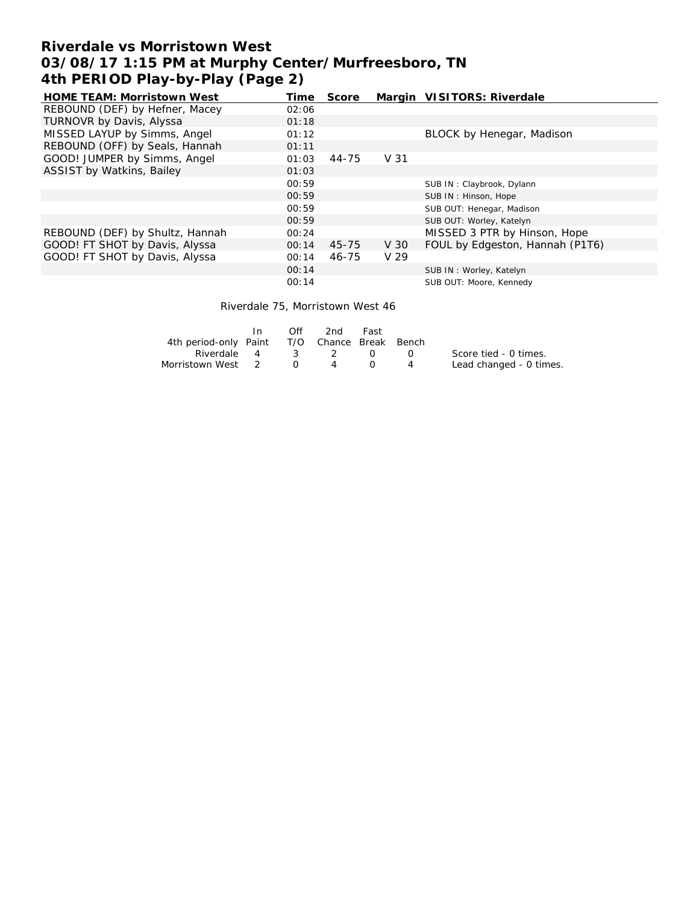# Riverdale vs Morristown West
## 03/08/17 1:15 PM at Murphy Center/Murfreesboro, TN
## 4th PERIOD Play-by-Play (Page 2)

| HOME TEAM: Morristown West | Time | Score | Margin | VISITORS: Riverdale |
|---|---|---|---|---|
| REBOUND (DEF) by Hefner, Macey | 02:06 | | | |
| TURNOVR by Davis, Alyssa | 01:18 | | | |
| MISSED LAYUP by Simms, Angel | 01:12 | | | BLOCK by Henegar, Madison |
| REBOUND (OFF) by Seals, Hannah | 01:11 | | | |
| GOOD! JUMPER by Simms, Angel | 01:03 | 44-75 | V 31 | |
| ASSIST by Watkins, Bailey | 01:03 | | | |
| | 00:59 | | | SUB IN : Claybrook, Dylann |
| | 00:59 | | | SUB IN : Hinson, Hope |
| | 00:59 | | | SUB OUT: Henegar, Madison |
| | 00:59 | | | SUB OUT: Worley, Katelyn |
| REBOUND (DEF) by Shultz, Hannah | 00:24 | | | MISSED 3 PTR by Hinson, Hope |
| GOOD! FT SHOT by Davis, Alyssa | 00:14 | 45-75 | V 30 | FOUL by Edgeston, Hannah (P1T6) |
| GOOD! FT SHOT by Davis, Alyssa | 00:14 | 46-75 | V 29 | |
| | 00:14 | | | SUB IN : Worley, Katelyn |
| | 00:14 | | | SUB OUT: Moore, Kennedy |

Riverdale 75, Morristown West 46

| 4th period-only | In Paint | Off T/O | 2nd Chance | Fast Break | Bench |
|---|---|---|---|---|---|
| Riverdale | 4 | 3 | 2 | 0 | 0 |
| Morristown West | 2 | 0 | 4 | 0 | 4 |

Score tied - 0 times.
Lead changed - 0 times.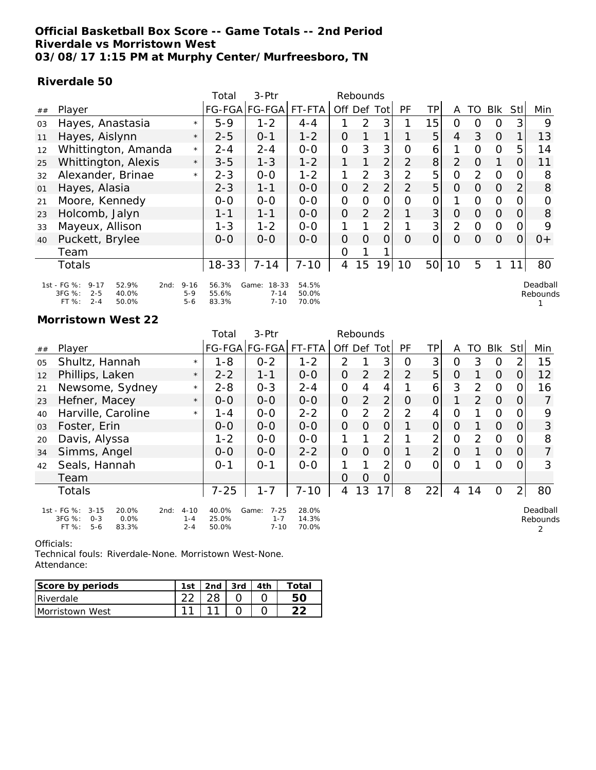# Official Basketball Box Score -- Game Totals -- 2nd Period
# Riverdale vs Morristown West
# 03/08/17 1:15 PM at Murphy Center/Murfreesboro, TN

## Riverdale 50

| ## | Player | | Total FG-FGA | 3-Ptr FG-FGA | FT-FTA | Rebounds Off | Def | Tot | PF | TP | A | TO | Blk | Stl | Min |
|---|---|---|---|---|---|---|---|---|---|---|---|---|---|---|---|
| 03 | Hayes, Anastasia | * | 5-9 | 1-2 | 4-4 | 1 | 2 | 3 | 1 | 15 | 0 | 0 | 0 | 3 | 9 |
| 11 | Hayes, Aislynn | * | 2-5 | 0-1 | 1-2 | 0 | 1 | 1 | 1 | 5 | 4 | 3 | 0 | 1 | 13 |
| 12 | Whittington, Amanda | * | 2-4 | 2-4 | 0-0 | 0 | 3 | 3 | 0 | 6 | 1 | 0 | 0 | 5 | 14 |
| 25 | Whittington, Alexis | * | 3-5 | 1-3 | 1-2 | 1 | 1 | 2 | 2 | 8 | 2 | 0 | 1 | 0 | 11 |
| 32 | Alexander, Brinae | * | 2-3 | 0-0 | 1-2 | 1 | 2 | 3 | 2 | 5 | 0 | 2 | 0 | 0 | 8 |
| 01 | Hayes, Alasia | | 2-3 | 1-1 | 0-0 | 0 | 2 | 2 | 2 | 5 | 0 | 0 | 0 | 2 | 8 |
| 21 | Moore, Kennedy | | 0-0 | 0-0 | 0-0 | 0 | 0 | 0 | 0 | 0 | 1 | 0 | 0 | 0 | 0 |
| 23 | Holcomb, Jalyn | | 1-1 | 1-1 | 0-0 | 0 | 2 | 2 | 1 | 3 | 0 | 0 | 0 | 0 | 8 |
| 33 | Mayeux, Allison | | 1-3 | 1-2 | 0-0 | 1 | 1 | 2 | 1 | 3 | 2 | 0 | 0 | 0 | 9 |
| 40 | Puckett, Brylee | | 0-0 | 0-0 | 0-0 | 0 | 0 | 0 | 0 | 0 | 0 | 0 | 0 | 0 | 0+ |
| | Team | | | | | 0 | 1 | 1 | | | | | | | |
| | Totals | | 18-33 | 7-14 | 7-10 | 4 | 15 | 19 | 10 | 50 | 10 | 5 | 1 | 11 | 80 |

| | 1st | | 2nd | | Game | |
|---|---|---|---|---|---|---|
| FG % | 9-17 | 52.9% | 9-16 | 56.3% | 18-33 | 54.5% |
| 3FG % | 2-5 | 40.0% | 5-9 | 55.6% | 7-14 | 50.0% |
| FT % | 2-4 | 50.0% | 5-6 | 83.3% | 7-10 | 70.0% |

Deadball Rebounds 1

## Morristown West 22

| ## | Player | | Total FG-FGA | 3-Ptr FG-FGA | FT-FTA | Rebounds Off | Def | Tot | PF | TP | A | TO | Blk | Stl | Min |
|---|---|---|---|---|---|---|---|---|---|---|---|---|---|---|---|
| 05 | Shultz, Hannah | * | 1-8 | 0-2 | 1-2 | 2 | 1 | 3 | 0 | 3 | 0 | 3 | 0 | 2 | 15 |
| 12 | Phillips, Laken | * | 2-2 | 1-1 | 0-0 | 0 | 2 | 2 | 2 | 5 | 0 | 1 | 0 | 0 | 12 |
| 21 | Newsome, Sydney | * | 2-8 | 0-3 | 2-4 | 0 | 4 | 4 | 1 | 6 | 3 | 2 | 0 | 0 | 16 |
| 23 | Hefner, Macey | * | 0-0 | 0-0 | 0-0 | 0 | 2 | 2 | 0 | 0 | 1 | 2 | 0 | 0 | 7 |
| 40 | Harville, Caroline | * | 1-4 | 0-0 | 2-2 | 0 | 2 | 2 | 2 | 4 | 0 | 1 | 0 | 0 | 9 |
| 03 | Foster, Erin | | 0-0 | 0-0 | 0-0 | 0 | 0 | 0 | 1 | 0 | 0 | 1 | 0 | 0 | 3 |
| 20 | Davis, Alyssa | | 1-2 | 0-0 | 0-0 | 1 | 1 | 2 | 1 | 2 | 0 | 2 | 0 | 0 | 8 |
| 34 | Simms, Angel | | 0-0 | 0-0 | 2-2 | 0 | 0 | 0 | 1 | 2 | 0 | 1 | 0 | 0 | 7 |
| 42 | Seals, Hannah | | 0-1 | 0-1 | 0-0 | 1 | 1 | 2 | 0 | 0 | 0 | 1 | 0 | 0 | 3 |
| | Team | | | | | 0 | 0 | 0 | | | | | | | |
| | Totals | | 7-25 | 1-7 | 7-10 | 4 | 13 | 17 | 8 | 22 | 4 | 14 | 0 | 2 | 80 |

| | 1st | | 2nd | | Game | |
|---|---|---|---|---|---|---|
| FG % | 3-15 | 20.0% | 4-10 | 40.0% | 7-25 | 28.0% |
| 3FG % | 0-3 | 0.0% | 1-4 | 25.0% | 1-7 | 14.3% |
| FT % | 5-6 | 83.3% | 2-4 | 50.0% | 7-10 | 70.0% |

Deadball Rebounds 2

Officials:
Technical fouls: Riverdale-None. Morristown West-None.
Attendance:

| Score by periods | 1st | 2nd | 3rd | 4th | Total |
|---|---|---|---|---|---|
| Riverdale | 22 | 28 | 0 | 0 | 50 |
| Morristown West | 11 | 11 | 0 | 0 | 22 |